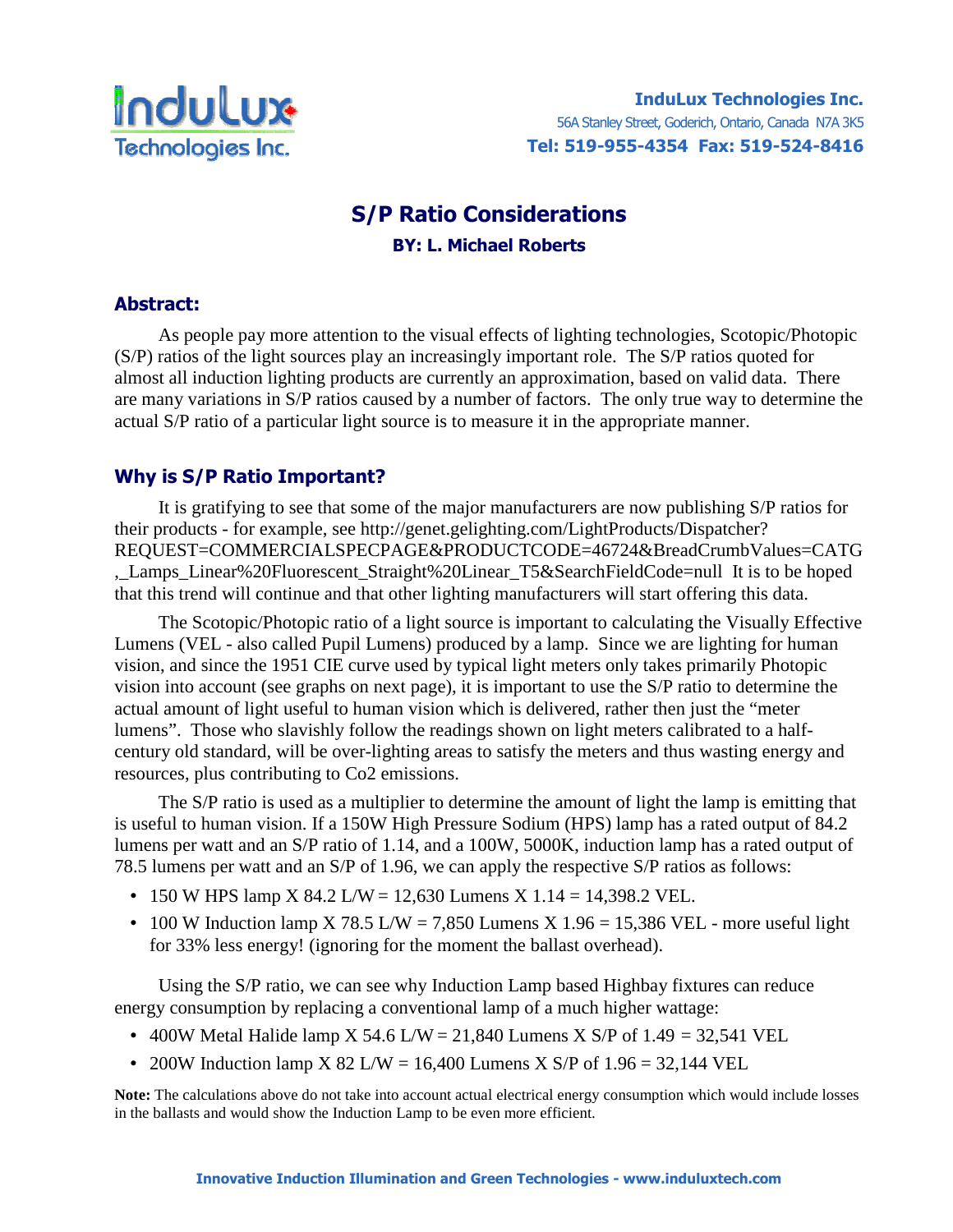**InduLux Technologies Inc.**
56A Stanley Street, Goderich, Ontario, Canada N7A 3K5
**Tel: 519-955-4354 Fax: 519-524-8416**

# S/P Ratio Considerations

**BY: L. Michael Roberts**

## Abstract:

As people pay more attention to the visual effects of lighting technologies, Scotopic/Photopic (S/P) ratios of the light sources play an increasingly important role. The S/P ratios quoted for almost all induction lighting products are currently an approximation, based on valid data. There are many variations in S/P ratios caused by a number of factors. The only true way to determine the actual S/P ratio of a particular light source is to measure it in the appropriate manner.

## Why is S/P Ratio Important?

It is gratifying to see that some of the major manufacturers are now publishing S/P ratios for their products - for example, see http://genet.gelighting.com/LightProducts/Dispatcher?REQUEST=COMMERCIALSPECPAGE&PRODUCTCODE=46724&BreadCrumbValues=CATG,_Lamps_Linear%20Fluorescent_Straight%20Linear_T5&SearchFieldCode=null It is to be hoped that this trend will continue and that other lighting manufacturers will start offering this data.

The Scotopic/Photopic ratio of a light source is important to calculating the Visually Effective Lumens (VEL - also called Pupil Lumens) produced by a lamp. Since we are lighting for human vision, and since the 1951 CIE curve used by typical light meters only takes primarily Photopic vision into account (see graphs on next page), it is important to use the S/P ratio to determine the actual amount of light useful to human vision which is delivered, rather then just the "meter lumens". Those who slavishly follow the readings shown on light meters calibrated to a half-century old standard, will be over-lighting areas to satisfy the meters and thus wasting energy and resources, plus contributing to Co2 emissions.

The S/P ratio is used as a multiplier to determine the amount of light the lamp is emitting that is useful to human vision. If a 150W High Pressure Sodium (HPS) lamp has a rated output of 84.2 lumens per watt and an S/P ratio of 1.14, and a 100W, 5000K, induction lamp has a rated output of 78.5 lumens per watt and an S/P of 1.96, we can apply the respective S/P ratios as follows:

- 150 W HPS lamp X 84.2 L/W = 12,630 Lumens X 1.14 = 14,398.2 VEL.
- 100 W Induction lamp X 78.5 L/W = 7,850 Lumens X 1.96 = 15,386 VEL - more useful light for 33% less energy! (ignoring for the moment the ballast overhead).

Using the S/P ratio, we can see why Induction Lamp based Highbay fixtures can reduce energy consumption by replacing a conventional lamp of a much higher wattage:

- 400W Metal Halide lamp X 54.6 L/W = 21,840 Lumens X S/P of 1.49 = 32,541 VEL
- 200W Induction lamp X 82 L/W = 16,400 Lumens X S/P of 1.96 = 32,144 VEL

**Note:** The calculations above do not take into account actual electrical energy consumption which would include losses in the ballasts and would show the Induction Lamp to be even more efficient.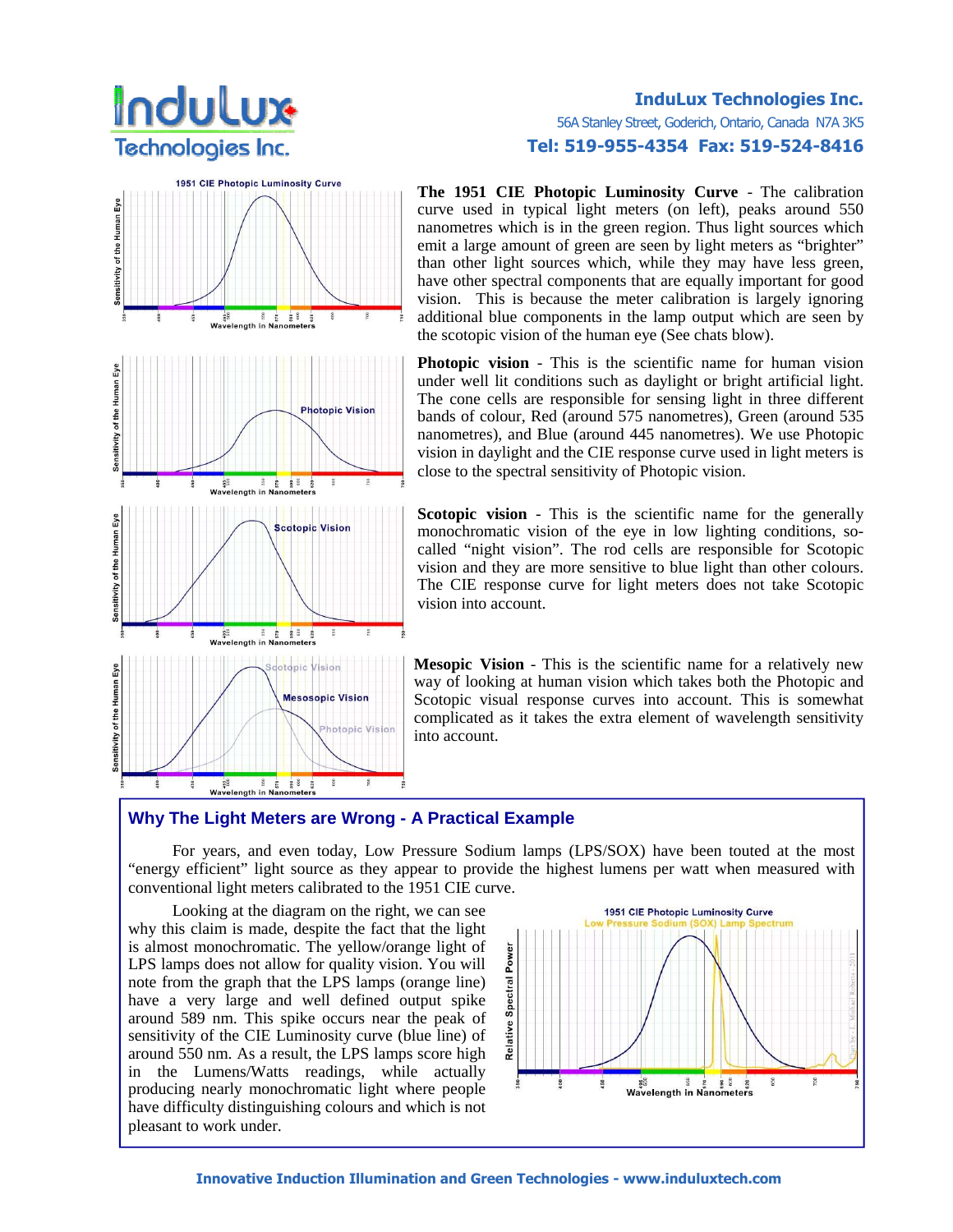**InduLux Technologies Inc.**
56A Stanley Street, Goderich, Ontario, Canada N7A 3K5
**Tel: 519-955-4354 Fax: 519-524-8416**

**The 1951 CIE Photopic Luminosity Curve** - The calibration curve used in typical light meters (on left), peaks around 550 nanometres which is in the green region. Thus light sources which emit a large amount of green are seen by light meters as "brighter" than other light sources which, while they may have less green, have other spectral components that are equally important for good vision. This is because the meter calibration is largely ignoring additional blue components in the lamp output which are seen by the scotopic vision of the human eye (See chats blow).

**Photopic vision** - This is the scientific name for human vision under well lit conditions such as daylight or bright artificial light. The cone cells are responsible for sensing light in three different bands of colour, Red (around 575 nanometres), Green (around 535 nanometres), and Blue (around 445 nanometres). We use Photopic vision in daylight and the CIE response curve used in light meters is close to the spectral sensitivity of Photopic vision.

**Scotopic vision** - This is the scientific name for the generally monochromatic vision of the eye in low lighting conditions, so-called "night vision". The rod cells are responsible for Scotopic vision and they are more sensitive to blue light than other colours. The CIE response curve for light meters does not take Scotopic vision into account.

**Mesopic Vision** - This is the scientific name for a relatively new way of looking at human vision which takes both the Photopic and Scotopic visual response curves into account. This is somewhat complicated as it takes the extra element of wavelength sensitivity into account.

## Why The Light Meters are Wrong - A Practical Example

For years, and even today, Low Pressure Sodium lamps (LPS/SOX) have been touted at the most "energy efficient" light source as they appear to provide the highest lumens per watt when measured with conventional light meters calibrated to the 1951 CIE curve.

Looking at the diagram on the right, we can see why this claim is made, despite the fact that the light is almost monochromatic. The yellow/orange light of LPS lamps does not allow for quality vision. You will note from the graph that the LPS lamps (orange line) have a very large and well defined output spike around 589 nm. This spike occurs near the peak of sensitivity of the CIE Luminosity curve (blue line) of around 550 nm. As a result, the LPS lamps score high in the Lumens/Watts readings, while actually producing nearly monochromatic light where people have difficulty distinguishing colours and which is not pleasant to work under.

**Innovative Induction Illumination and Green Technologies - www.induluxtech.com**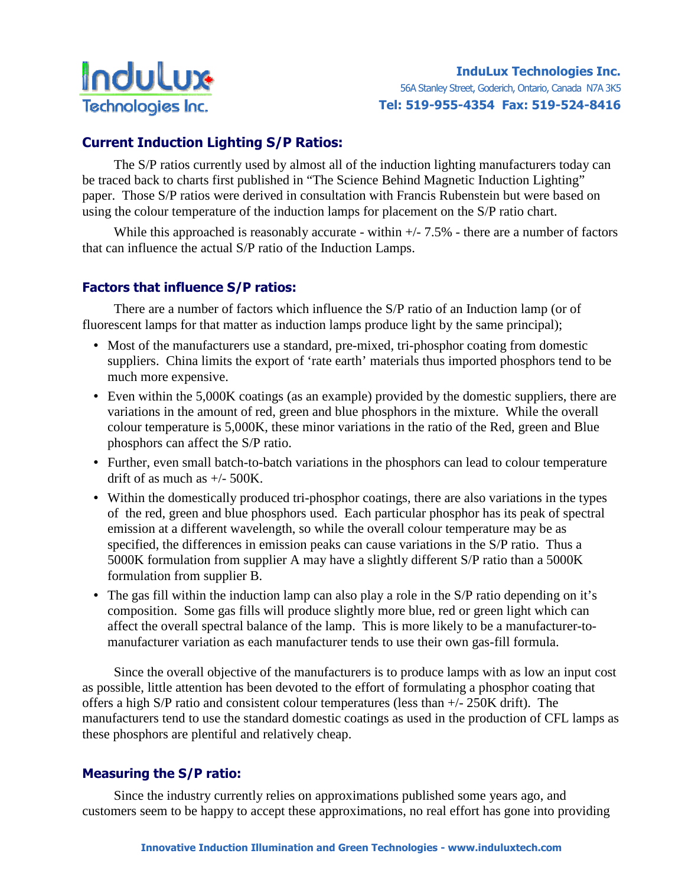## Current Induction Lighting S/P Ratios:

The S/P ratios currently used by almost all of the induction lighting manufacturers today can be traced back to charts first published in "The Science Behind Magnetic Induction Lighting" paper. Those S/P ratios were derived in consultation with Francis Rubenstein but were based on using the colour temperature of the induction lamps for placement on the S/P ratio chart.

While this approached is reasonably accurate - within +/- 7.5% - there are a number of factors that can influence the actual S/P ratio of the Induction Lamps.

## Factors that influence S/P ratios:

There are a number of factors which influence the S/P ratio of an Induction lamp (or of fluorescent lamps for that matter as induction lamps produce light by the same principal);

- Most of the manufacturers use a standard, pre-mixed, tri-phosphor coating from domestic suppliers. China limits the export of 'rate earth' materials thus imported phosphors tend to be much more expensive.
- Even within the 5,000K coatings (as an example) provided by the domestic suppliers, there are variations in the amount of red, green and blue phosphors in the mixture. While the overall colour temperature is 5,000K, these minor variations in the ratio of the Red, green and Blue phosphors can affect the S/P ratio.
- Further, even small batch-to-batch variations in the phosphors can lead to colour temperature drift of as much as +/- 500K.
- Within the domestically produced tri-phosphor coatings, there are also variations in the types of the red, green and blue phosphors used. Each particular phosphor has its peak of spectral emission at a different wavelength, so while the overall colour temperature may be as specified, the differences in emission peaks can cause variations in the S/P ratio. Thus a 5000K formulation from supplier A may have a slightly different S/P ratio than a 5000K formulation from supplier B.
- The gas fill within the induction lamp can also play a role in the S/P ratio depending on it's composition. Some gas fills will produce slightly more blue, red or green light which can affect the overall spectral balance of the lamp. This is more likely to be a manufacturer-to-manufacturer variation as each manufacturer tends to use their own gas-fill formula.

Since the overall objective of the manufacturers is to produce lamps with as low an input cost as possible, little attention has been devoted to the effort of formulating a phosphor coating that offers a high S/P ratio and consistent colour temperatures (less than +/- 250K drift). The manufacturers tend to use the standard domestic coatings as used in the production of CFL lamps as these phosphors are plentiful and relatively cheap.

## Measuring the S/P ratio:

Since the industry currently relies on approximations published some years ago, and customers seem to be happy to accept these approximations, no real effort has gone into providing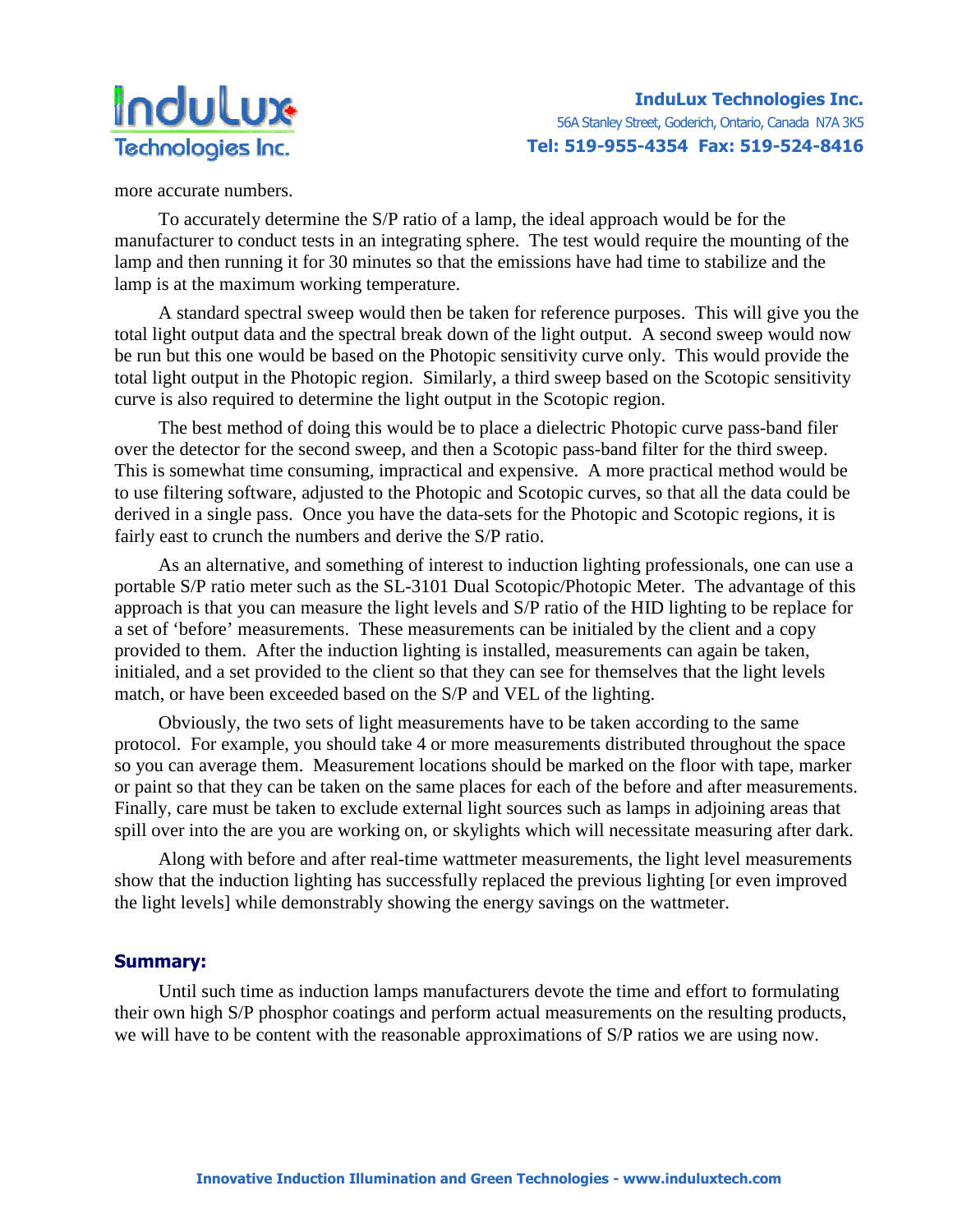more accurate numbers.

To accurately determine the S/P ratio of a lamp, the ideal approach would be for the manufacturer to conduct tests in an integrating sphere. The test would require the mounting of the lamp and then running it for 30 minutes so that the emissions have had time to stabilize and the lamp is at the maximum working temperature.

A standard spectral sweep would then be taken for reference purposes. This will give you the total light output data and the spectral break down of the light output. A second sweep would now be run but this one would be based on the Photopic sensitivity curve only. This would provide the total light output in the Photopic region. Similarly, a third sweep based on the Scotopic sensitivity curve is also required to determine the light output in the Scotopic region.

The best method of doing this would be to place a dielectric Photopic curve pass-band filer over the detector for the second sweep, and then a Scotopic pass-band filter for the third sweep. This is somewhat time consuming, impractical and expensive. A more practical method would be to use filtering software, adjusted to the Photopic and Scotopic curves, so that all the data could be derived in a single pass. Once you have the data-sets for the Photopic and Scotopic regions, it is fairly east to crunch the numbers and derive the S/P ratio.

As an alternative, and something of interest to induction lighting professionals, one can use a portable S/P ratio meter such as the SL-3101 Dual Scotopic/Photopic Meter. The advantage of this approach is that you can measure the light levels and S/P ratio of the HID lighting to be replace for a set of 'before' measurements. These measurements can be initialed by the client and a copy provided to them. After the induction lighting is installed, measurements can again be taken, initialed, and a set provided to the client so that they can see for themselves that the light levels match, or have been exceeded based on the S/P and VEL of the lighting.

Obviously, the two sets of light measurements have to be taken according to the same protocol. For example, you should take 4 or more measurements distributed throughout the space so you can average them. Measurement locations should be marked on the floor with tape, marker or paint so that they can be taken on the same places for each of the before and after measurements. Finally, care must be taken to exclude external light sources such as lamps in adjoining areas that spill over into the are you are working on, or skylights which will necessitate measuring after dark.

Along with before and after real-time wattmeter measurements, the light level measurements show that the induction lighting has successfully replaced the previous lighting [or even improved the light levels] while demonstrably showing the energy savings on the wattmeter.

## Summary:

Until such time as induction lamps manufacturers devote the time and effort to formulating their own high S/P phosphor coatings and perform actual measurements on the resulting products, we will have to be content with the reasonable approximations of S/P ratios we are using now.